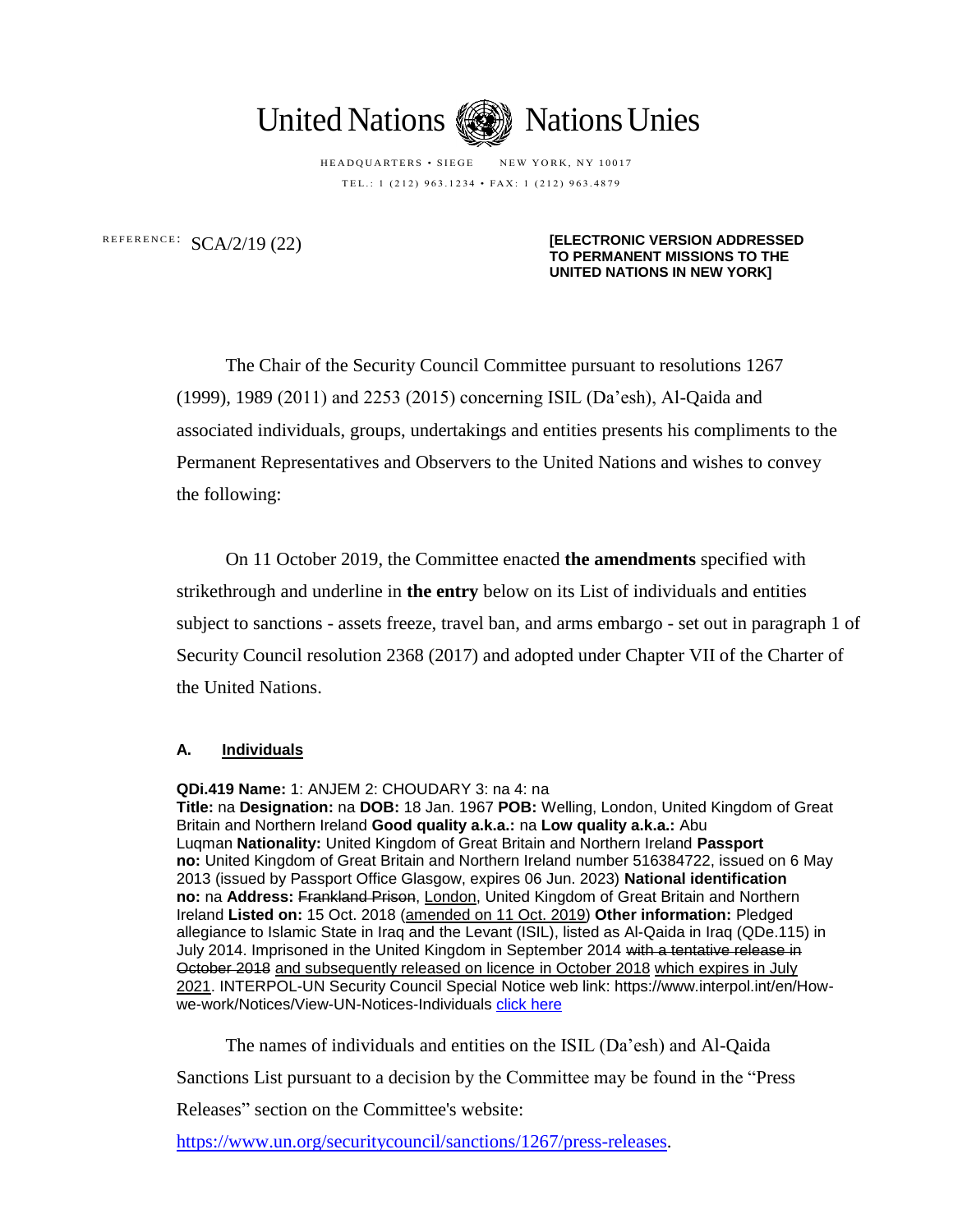# United Nations Nations Unies

HEADQUARTERS • SIEGE NEW YORK, NY 10017

TEL.: 1 (212) 963.1234 • FAX: 1 (212) 963.4879

REFERENCE: SCA/2/19 (22)

**[ELECTRONIC VERSION ADDRESSED TO PERMANENT MISSIONS TO THE UNITED NATIONS IN NEW YORK]**

The Chair of the Security Council Committee pursuant to resolutions 1267 (1999), 1989 (2011) and 2253 (2015) concerning ISIL (Da'esh), Al-Qaida and associated individuals, groups, undertakings and entities presents his compliments to the Permanent Representatives and Observers to the United Nations and wishes to convey the following:

On 11 October 2019, the Committee enacted **the amendments** specified with strikethrough and underline in **the entry** below on its List of individuals and entities subject to sanctions - assets freeze, travel ban, and arms embargo - set out in paragraph 1 of Security Council resolution 2368 (2017) and adopted under Chapter VII of the Charter of the United Nations.

**A. Individuals**

**QDi.419 Name:** 1: ANJEM 2: CHOUDARY 3: na 4: na
**Title:** na **Designation:** na **DOB:** 18 Jan. 1967 **POB:** Welling, London, United Kingdom of Great Britain and Northern Ireland **Good quality a.k.a.:** na **Low quality a.k.a.:** Abu Luqman **Nationality:** United Kingdom of Great Britain and Northern Ireland **Passport no:** United Kingdom of Great Britain and Northern Ireland number 516384722, issued on 6 May 2013 (issued by Passport Office Glasgow, expires 06 Jun. 2023) **National identification no:** na **Address:** ~~Frankland Prison~~, <u>London</u>, United Kingdom of Great Britain and Northern Ireland **Listed on:** 15 Oct. 2018 (<u>amended on 11 Oct. 2019</u>) **Other information:** Pledged allegiance to Islamic State in Iraq and the Levant (ISIL), listed as Al-Qaida in Iraq (QDe.115) in July 2014. Imprisoned in the United Kingdom in September 2014 ~~with a tentative release in October 2018~~ <u>and subsequently released on licence in October 2018</u> <u>which expires in July 2021</u>. INTERPOL-UN Security Council Special Notice web link: https://www.interpol.int/en/How-we-work/Notices/View-UN-Notices-Individuals click here

The names of individuals and entities on the ISIL (Da'esh) and Al-Qaida Sanctions List pursuant to a decision by the Committee may be found in the "Press Releases" section on the Committee's website: https://www.un.org/securitycouncil/sanctions/1267/press-releases.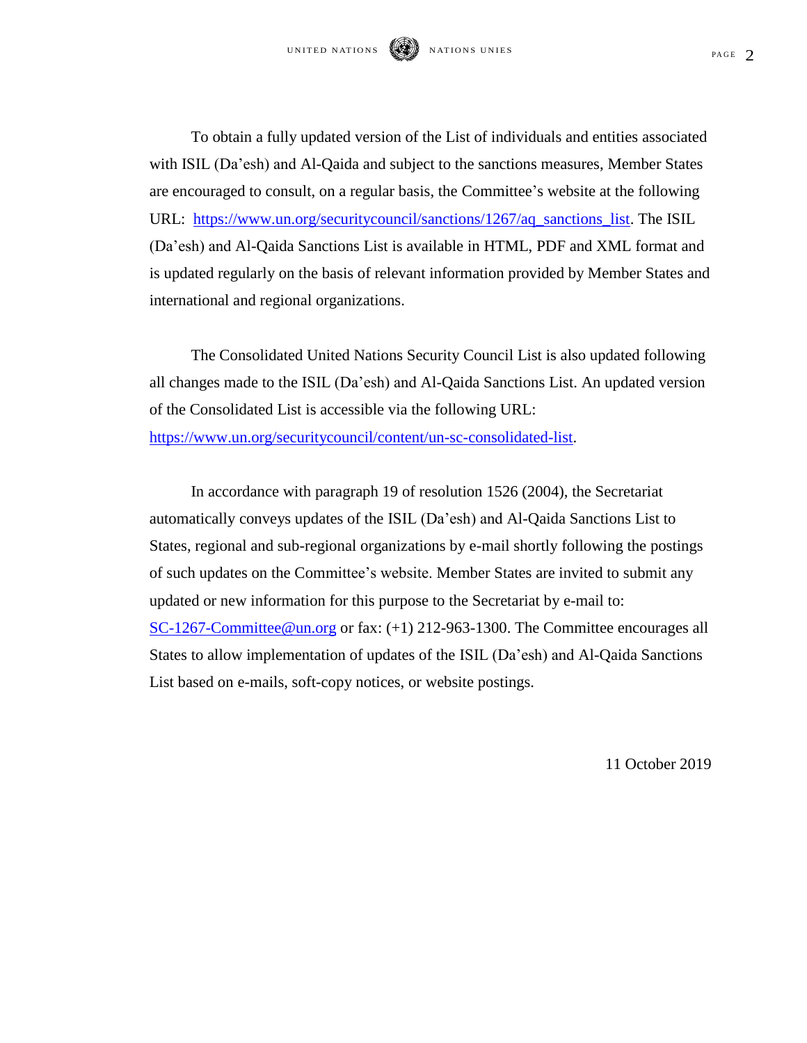To obtain a fully updated version of the List of individuals and entities associated with ISIL (Da'esh) and Al-Qaida and subject to the sanctions measures, Member States are encouraged to consult, on a regular basis, the Committee's website at the following URL: https://www.un.org/securitycouncil/sanctions/1267/aq_sanctions_list. The ISIL (Da'esh) and Al-Qaida Sanctions List is available in HTML, PDF and XML format and is updated regularly on the basis of relevant information provided by Member States and international and regional organizations.

The Consolidated United Nations Security Council List is also updated following all changes made to the ISIL (Da'esh) and Al-Qaida Sanctions List. An updated version of the Consolidated List is accessible via the following URL: https://www.un.org/securitycouncil/content/un-sc-consolidated-list.

In accordance with paragraph 19 of resolution 1526 (2004), the Secretariat automatically conveys updates of the ISIL (Da'esh) and Al-Qaida Sanctions List to States, regional and sub-regional organizations by e-mail shortly following the postings of such updates on the Committee's website. Member States are invited to submit any updated or new information for this purpose to the Secretariat by e-mail to: SC-1267-Committee@un.org or fax: (+1) 212-963-1300. The Committee encourages all States to allow implementation of updates of the ISIL (Da'esh) and Al-Qaida Sanctions List based on e-mails, soft-copy notices, or website postings.

11 October 2019